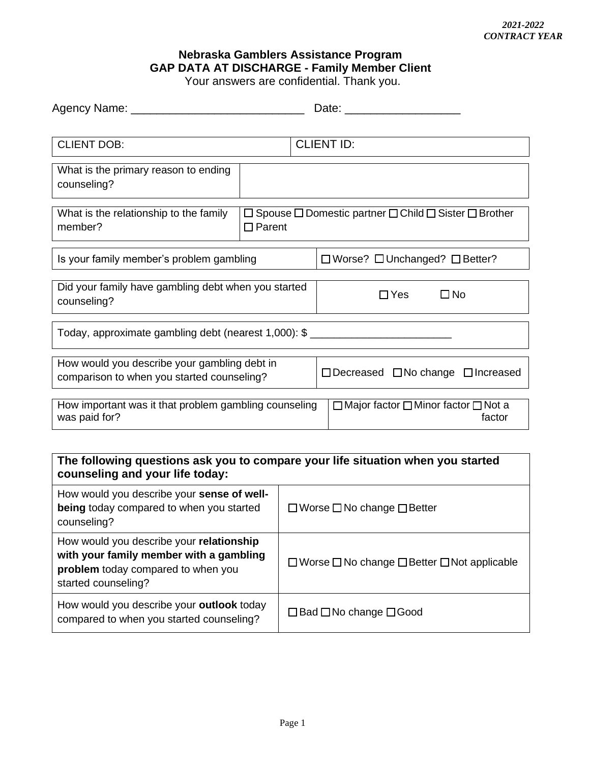*2021-2022*
*CONTRACT YEAR*

# Nebraska Gamblers Assistance Program
## GAP DATA AT DISCHARGE - Family Member Client

Your answers are confidential. Thank you.

Agency Name: ___________________________ Date: __________________

| CLIENT DOB: | CLIENT ID: |
|---|---|

| What is the primary reason to ending counseling? | |
|---|---|

| What is the relationship to the family member? | ☐ Spouse ☐ Domestic partner ☐ Child ☐ Sister ☐ Brother ☐ Parent |
|---|---|

| Is your family member's problem gambling | ☐ Worse? ☐ Unchanged? ☐ Better? |
|---|---|

| Did your family have gambling debt when you started counseling? | ☐ Yes ☐ No |
|---|---|

Today, approximate gambling debt (nearest 1,000): $ ________________________

| How would you describe your gambling debt in comparison to when you started counseling? | ☐ Decreased ☐ No change ☐ Increased |
|---|---|

| How important was it that problem gambling counseling was paid for? | ☐ Major factor ☐ Minor factor ☐ Not a factor |
|---|---|

| **The following questions ask you to compare your life situation when you started counseling and your life today:** | |
|---|---|
| How would you describe your **sense of well-being** today compared to when you started counseling? | ☐ Worse ☐ No change ☐ Better |
| How would you describe your **relationship with your family member with a gambling problem** today compared to when you started counseling? | ☐ Worse ☐ No change ☐ Better ☐ Not applicable |
| How would you describe your **outlook** today compared to when you started counseling? | ☐ Bad ☐ No change ☐ Good |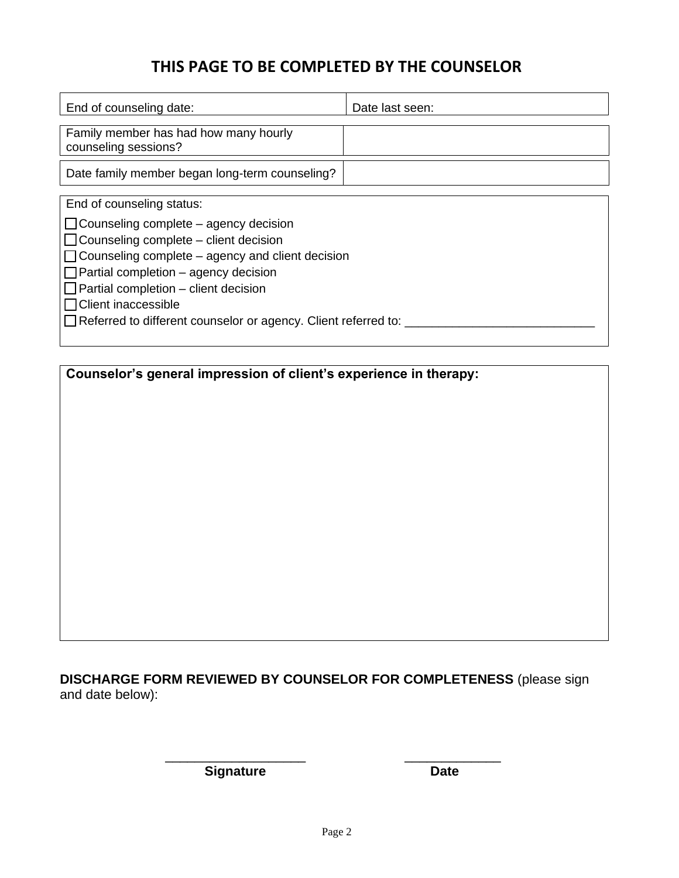# THIS PAGE TO BE COMPLETED BY THE COUNSELOR

| | |
|---|---|
| End of counseling date: | Date last seen: |

| | |
|---|---|
| Family member has had how many hourly counseling sessions? | |
| Date family member began long-term counseling? | |

End of counseling status:

- ☐ Counseling complete – agency decision
- ☐ Counseling complete – client decision
- ☐ Counseling complete – agency and client decision
- ☐ Partial completion – agency decision
- ☐ Partial completion – client decision
- ☐ Client inaccessible
- ☐ Referred to different counselor or agency. Client referred to: ____________________________

**Counselor's general impression of client's experience in therapy:**

**DISCHARGE FORM REVIEWED BY COUNSELOR FOR COMPLETENESS** (please sign and date below):

___________________ &nbsp;&nbsp;&nbsp;&nbsp;&nbsp;&nbsp;&nbsp;&nbsp; _____________

**Signature** &nbsp;&nbsp;&nbsp;&nbsp;&nbsp;&nbsp;&nbsp;&nbsp;&nbsp;&nbsp;&nbsp;&nbsp;&nbsp;&nbsp;&nbsp;&nbsp;&nbsp;&nbsp;&nbsp;&nbsp;&nbsp;&nbsp; **Date**